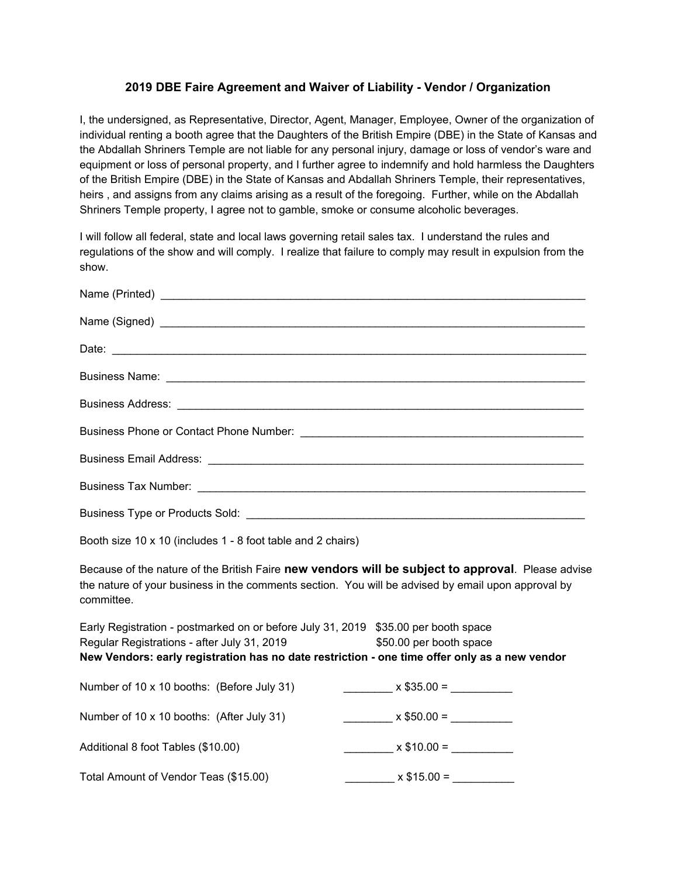## 2019 DBE Faire Agreement and Waiver of Liability - Vendor / Organization

I, the undersigned, as Representative, Director, Agent, Manager, Employee, Owner of the organization of individual renting a booth agree that the Daughters of the British Empire (DBE) in the State of Kansas and the Abdallah Shriners Temple are not liable for any personal injury, damage or loss of vendor's ware and equipment or loss of personal property, and I further agree to indemnify and hold harmless the Daughters of the British Empire (DBE) in the State of Kansas and Abdallah Shriners Temple, their representatives, heirs , and assigns from any claims arising as a result of the foregoing. Further, while on the Abdallah Shriners Temple property, I agree not to gamble, smoke or consume alcoholic beverages.

I will follow all federal, state and local laws governing retail sales tax. I understand the rules and regulations of the show and will comply. I realize that failure to comply may result in expulsion from the show.

Name (Printed) ___________________________________________________________________________

Name (Signed) ___________________________________________________________________________

Date: ___________________________________________________________________________________

Business Name: __________________________________________________________________________

Business Address: ________________________________________________________________________

Business Phone or Contact Phone Number: ______________________________________________

Business Email Address: __________________________________________________________________

Business Tax Number: _____________________________________________________________________

Business Type or Products Sold: ____________________________________________________________

Booth size 10 x 10 (includes 1 - 8 foot table and 2 chairs)

Because of the nature of the British Faire **new vendors will be subject to approval**. Please advise the nature of your business in the comments section. You will be advised by email upon approval by committee.

Early Registration - postmarked on or before July 31, 2019 $35.00 per booth space
Regular Registrations - after July 31, 2019 $50.00 per booth space
**New Vendors: early registration has no date restriction - one time offer only as a new vendor**

Number of 10 x 10 booths: (Before July 31) ________ x $35.00 = __________

Number of 10 x 10 booths: (After July 31) ________ x $50.00 = __________

Additional 8 foot Tables ($10.00) ________ x $10.00 = __________

Total Amount of Vendor Teas ($15.00) ________ x $15.00 = __________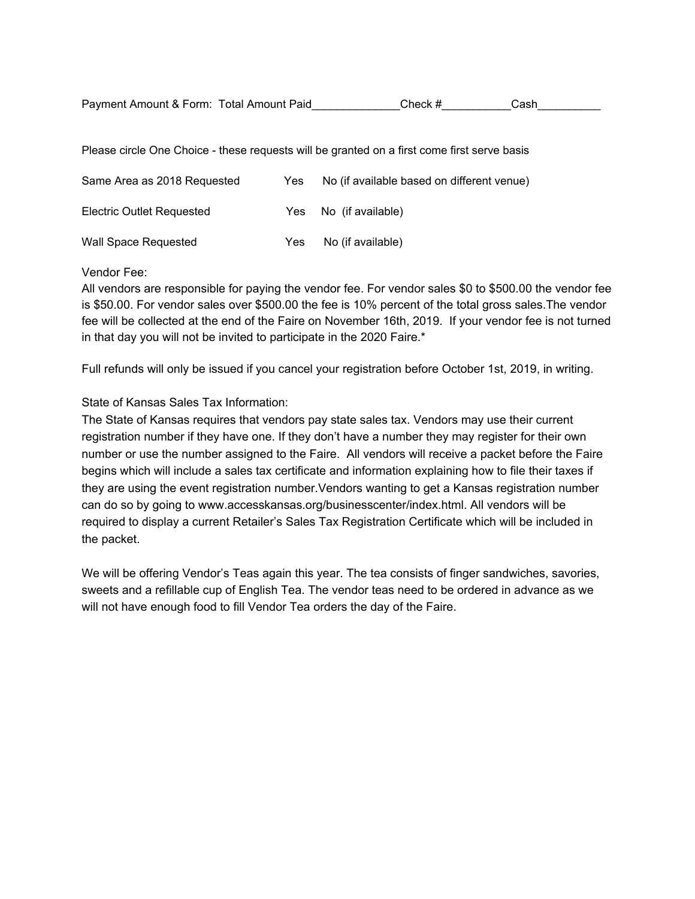Payment Amount & Form: Total Amount Paid______________Check #___________Cash__________

Please circle One Choice - these requests will be granted on a first come first serve basis

| | | |
|---|---|---|
| Same Area as 2018 Requested | Yes | No (if available based on different venue) |
| Electric Outlet Requested | Yes | No (if available) |
| Wall Space Requested | Yes | No (if available) |

Vendor Fee:
All vendors are responsible for paying the vendor fee. For vendor sales $0 to $500.00 the vendor fee is $50.00. For vendor sales over $500.00 the fee is 10% percent of the total gross sales.The vendor fee will be collected at the end of the Faire on November 16th, 2019. If your vendor fee is not turned in that day you will not be invited to participate in the 2020 Faire.*

Full refunds will only be issued if you cancel your registration before October 1st, 2019, in writing.

State of Kansas Sales Tax Information:
The State of Kansas requires that vendors pay state sales tax. Vendors may use their current registration number if they have one. If they don't have a number they may register for their own number or use the number assigned to the Faire. All vendors will receive a packet before the Faire begins which will include a sales tax certificate and information explaining how to file their taxes if they are using the event registration number.Vendors wanting to get a Kansas registration number can do so by going to www.accesskansas.org/businesscenter/index.html. All vendors will be required to display a current Retailer's Sales Tax Registration Certificate which will be included in the packet.

We will be offering Vendor's Teas again this year. The tea consists of finger sandwiches, savories, sweets and a refillable cup of English Tea. The vendor teas need to be ordered in advance as we will not have enough food to fill Vendor Tea orders the day of the Faire.